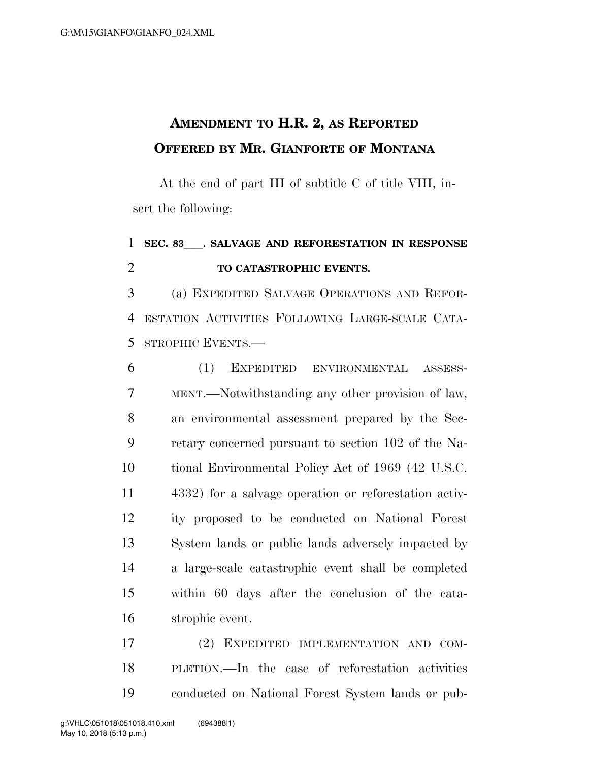## AMENDMENT TO H.R. 2, AS REPORTED OFFERED BY MR. GIANFORTE OF MONTANA

At the end of part III of subtitle C of title VIII, insert the following:

**SEC. 83___. SALVAGE AND REFORESTATION IN RESPONSE TO CATASTROPHIC EVENTS.**

(a) EXPEDITED SALVAGE OPERATIONS AND REFORESTATION ACTIVITIES FOLLOWING LARGE-SCALE CATASTROPHIC EVENTS.—

(1) EXPEDITED ENVIRONMENTAL ASSESSMENT.—Notwithstanding any other provision of law, an environmental assessment prepared by the Secretary concerned pursuant to section 102 of the National Environmental Policy Act of 1969 (42 U.S.C. 4332) for a salvage operation or reforestation activity proposed to be conducted on National Forest System lands or public lands adversely impacted by a large-scale catastrophic event shall be completed within 60 days after the conclusion of the catastrophic event.

(2) EXPEDITED IMPLEMENTATION AND COMPLETION.—In the case of reforestation activities conducted on National Forest System lands or pub-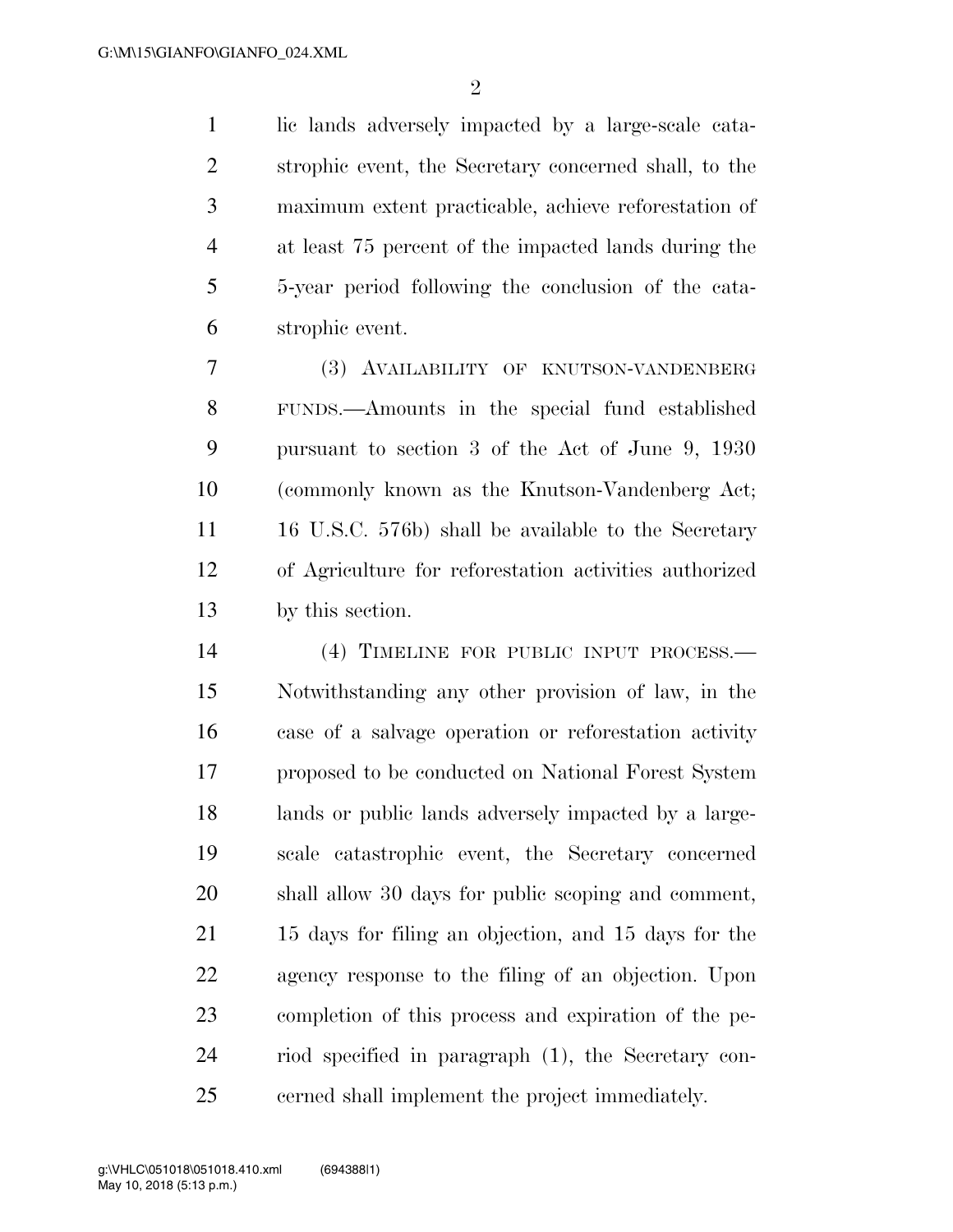lic lands adversely impacted by a large-scale catastrophic event, the Secretary concerned shall, to the maximum extent practicable, achieve reforestation of at least 75 percent of the impacted lands during the 5-year period following the conclusion of the catastrophic event.

(3) AVAILABILITY OF KNUTSON-VANDENBERG FUNDS.—Amounts in the special fund established pursuant to section 3 of the Act of June 9, 1930 (commonly known as the Knutson-Vandenberg Act; 16 U.S.C. 576b) shall be available to the Secretary of Agriculture for reforestation activities authorized by this section.

(4) TIMELINE FOR PUBLIC INPUT PROCESS.—Notwithstanding any other provision of law, in the case of a salvage operation or reforestation activity proposed to be conducted on National Forest System lands or public lands adversely impacted by a large-scale catastrophic event, the Secretary concerned shall allow 30 days for public scoping and comment, 15 days for filing an objection, and 15 days for the agency response to the filing of an objection. Upon completion of this process and expiration of the period specified in paragraph (1), the Secretary concerned shall implement the project immediately.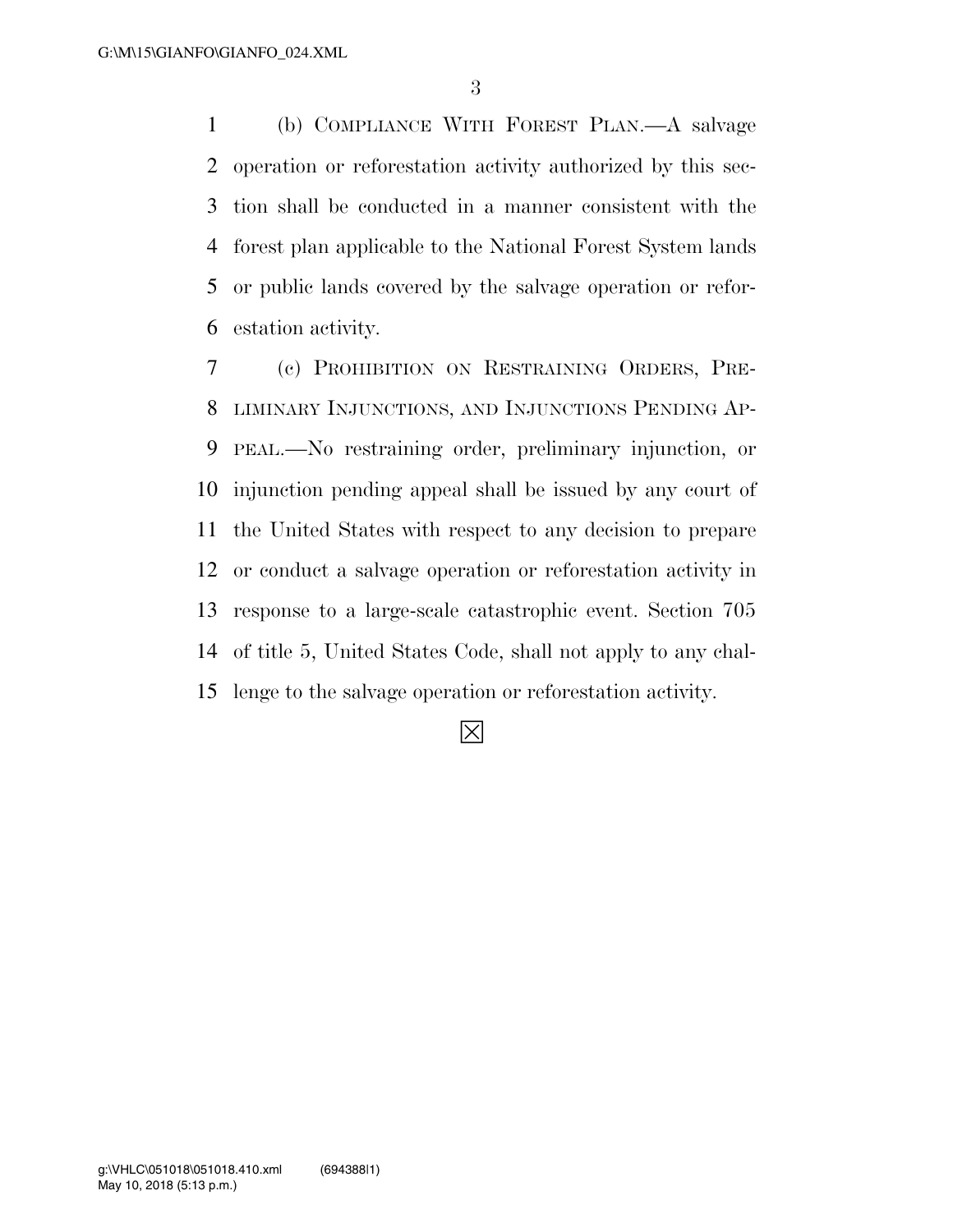(b) COMPLIANCE WITH FOREST PLAN.—A salvage operation or reforestation activity authorized by this section shall be conducted in a manner consistent with the forest plan applicable to the National Forest System lands or public lands covered by the salvage operation or reforestation activity.

(c) PROHIBITION ON RESTRAINING ORDERS, PRELIMINARY INJUNCTIONS, AND INJUNCTIONS PENDING APPEAL.—No restraining order, preliminary injunction, or injunction pending appeal shall be issued by any court of the United States with respect to any decision to prepare or conduct a salvage operation or reforestation activity in response to a large-scale catastrophic event. Section 705 of title 5, United States Code, shall not apply to any challenge to the salvage operation or reforestation activity.